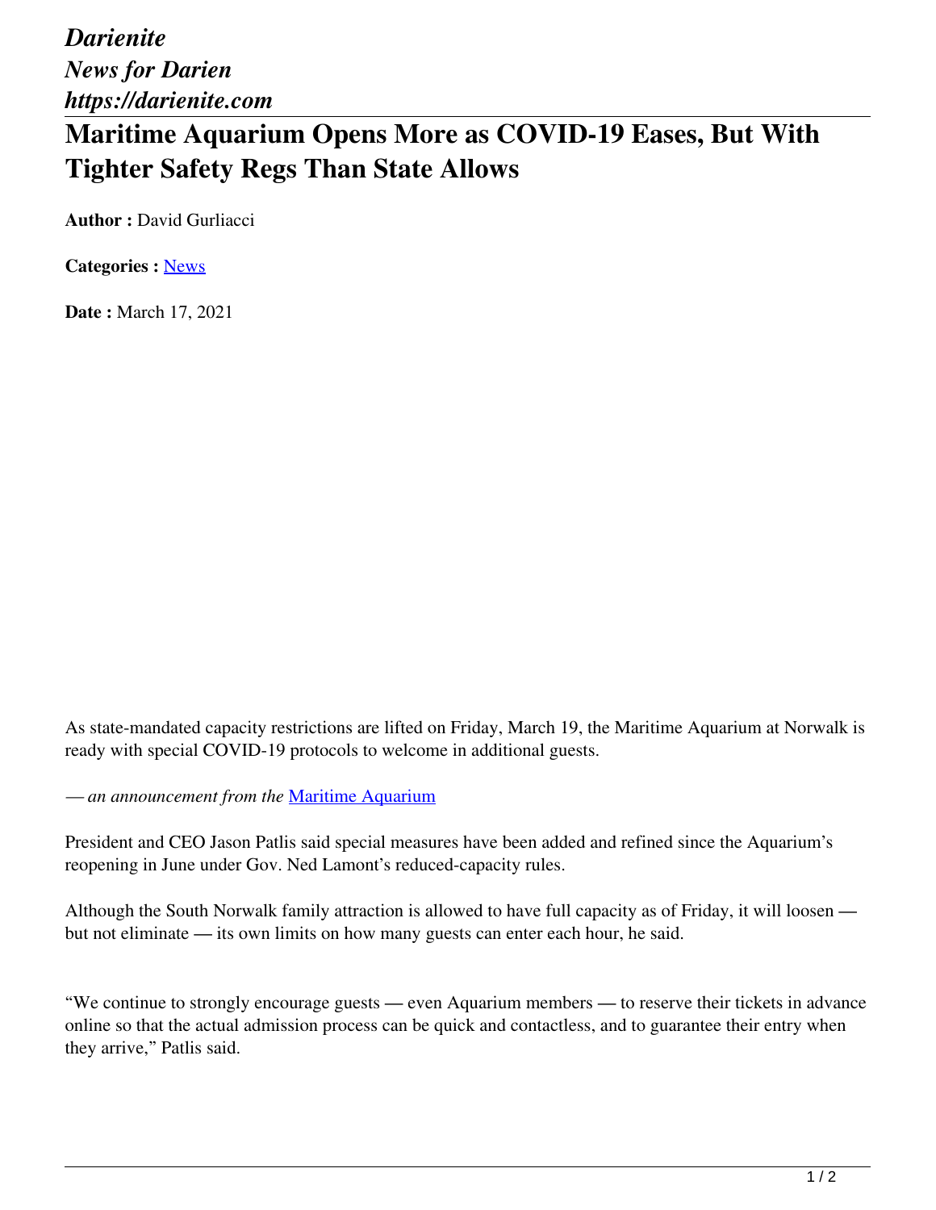*Darienite*
*News for Darien*
*https://darienite.com*

# Maritime Aquarium Opens More as COVID-19 Eases, But With Tighter Safety Regs Than State Allows

**Author :** David Gurliacci

**Categories :** News

**Date :** March 17, 2021

As state-mandated capacity restrictions are lifted on Friday, March 19, the Maritime Aquarium at Norwalk is ready with special COVID-19 protocols to welcome in additional guests.

*— an announcement from the* Maritime Aquarium

President and CEO Jason Patlis said special measures have been added and refined since the Aquarium's reopening in June under Gov. Ned Lamont's reduced-capacity rules.

Although the South Norwalk family attraction is allowed to have full capacity as of Friday, it will loosen — but not eliminate — its own limits on how many guests can enter each hour, he said.

"We continue to strongly encourage guests — even Aquarium members — to reserve their tickets in advance online so that the actual admission process can be quick and contactless, and to guarantee their entry when they arrive," Patlis said.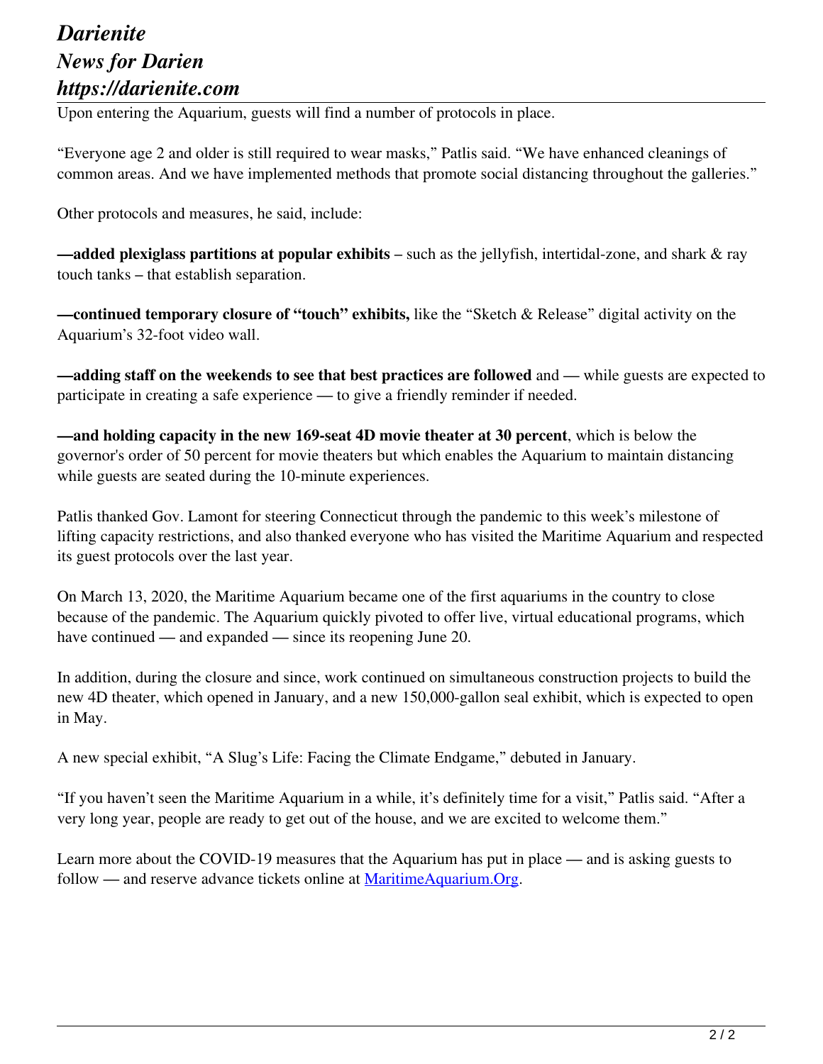Upon entering the Aquarium, guests will find a number of protocols in place.

“Everyone age 2 and older is still required to wear masks,” Patlis said. “We have enhanced cleanings of common areas. And we have implemented methods that promote social distancing throughout the galleries.”

Other protocols and measures, he said, include:

**—added plexiglass partitions at popular exhibits** – such as the jellyfish, intertidal-zone, and shark & ray touch tanks – that establish separation.

**—continued temporary closure of “touch” exhibits,** like the “Sketch & Release” digital activity on the Aquarium’s 32-foot video wall.

**—adding staff on the weekends to see that best practices are followed** and — while guests are expected to participate in creating a safe experience — to give a friendly reminder if needed.

**—and holding capacity in the new 169-seat 4D movie theater at 30 percent**, which is below the governor's order of 50 percent for movie theaters but which enables the Aquarium to maintain distancing while guests are seated during the 10-minute experiences.

Patlis thanked Gov. Lamont for steering Connecticut through the pandemic to this week’s milestone of lifting capacity restrictions, and also thanked everyone who has visited the Maritime Aquarium and respected its guest protocols over the last year.

On March 13, 2020, the Maritime Aquarium became one of the first aquariums in the country to close because of the pandemic. The Aquarium quickly pivoted to offer live, virtual educational programs, which have continued — and expanded — since its reopening June 20.

In addition, during the closure and since, work continued on simultaneous construction projects to build the new 4D theater, which opened in January, and a new 150,000-gallon seal exhibit, which is expected to open in May.

A new special exhibit, “A Slug’s Life: Facing the Climate Endgame,” debuted in January.

“If you haven’t seen the Maritime Aquarium in a while, it’s definitely time for a visit,” Patlis said. “After a very long year, people are ready to get out of the house, and we are excited to welcome them.”

Learn more about the COVID-19 measures that the Aquarium has put in place — and is asking guests to follow — and reserve advance tickets online at [MaritimeAquarium.Org](https://MaritimeAquarium.Org).